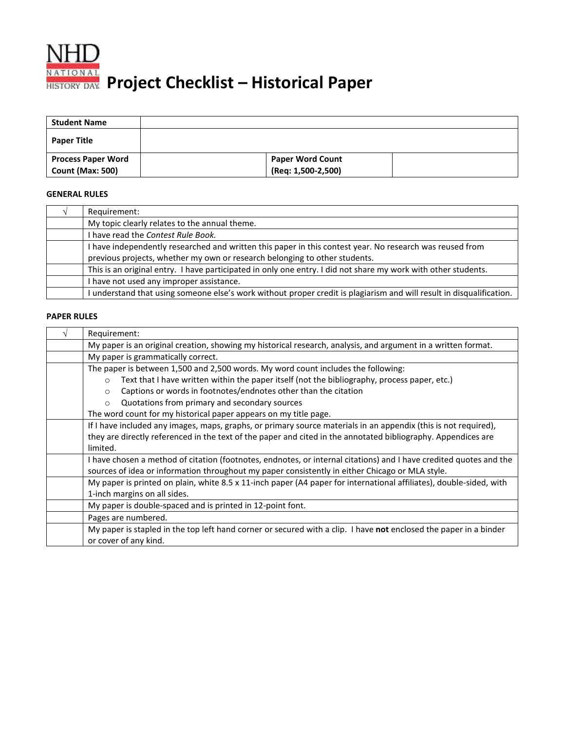# NHD NATIONAL HISTORY DAY Project Checklist – Historical Paper

| | | | |
|---|---|---|---|
| **Student Name** | | | |
| **Paper Title** | | | |
| **Process Paper Word Count (Max: 500)** | | **Paper Word Count (Req: 1,500-2,500)** | |

**GENERAL RULES**

| √ | Requirement: |
|---|---|
| | My topic clearly relates to the annual theme. |
| | I have read the *Contest Rule Book.* |
| | I have independently researched and written this paper in this contest year. No research was reused from previous projects, whether my own or research belonging to other students. |
| | This is an original entry. I have participated in only one entry. I did not share my work with other students. |
| | I have not used any improper assistance. |
| | I understand that using someone else's work without proper credit is plagiarism and will result in disqualification. |

**PAPER RULES**

| √ | Requirement: |
|---|---|
| | My paper is an original creation, showing my historical research, analysis, and argument in a written format. |
| | My paper is grammatically correct. |
| | The paper is between 1,500 and 2,500 words. My word count includes the following:<br>○ Text that I have written within the paper itself (not the bibliography, process paper, etc.)<br>○ Captions or words in footnotes/endnotes other than the citation<br>○ Quotations from primary and secondary sources<br>The word count for my historical paper appears on my title page. |
| | If I have included any images, maps, graphs, or primary source materials in an appendix (this is not required), they are directly referenced in the text of the paper and cited in the annotated bibliography. Appendices are limited. |
| | I have chosen a method of citation (footnotes, endnotes, or internal citations) and I have credited quotes and the sources of idea or information throughout my paper consistently in either Chicago or MLA style. |
| | My paper is printed on plain, white 8.5 x 11-inch paper (A4 paper for international affiliates), double-sided, with 1-inch margins on all sides. |
| | My paper is double-spaced and is printed in 12-point font. |
| | Pages are numbered. |
| | My paper is stapled in the top left hand corner or secured with a clip. I have **not** enclosed the paper in a binder or cover of any kind. |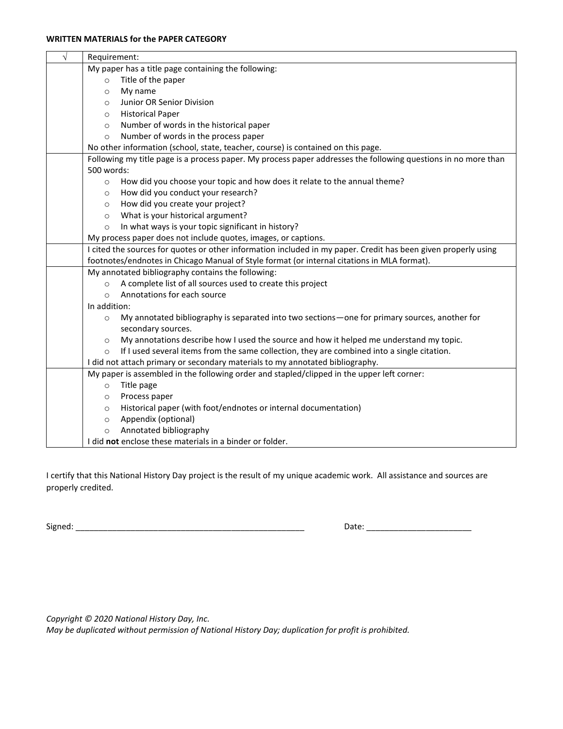**WRITTEN MATERIALS for the PAPER CATEGORY**

| √ | Requirement: |
|---|---|
| | My paper has a title page containing the following:<br>◦ Title of the paper<br>◦ My name<br>◦ Junior OR Senior Division<br>◦ Historical Paper<br>◦ Number of words in the historical paper<br>◦ Number of words in the process paper<br>No other information (school, state, teacher, course) is contained on this page. |
| | Following my title page is a process paper. My process paper addresses the following questions in no more than 500 words:<br>◦ How did you choose your topic and how does it relate to the annual theme?<br>◦ How did you conduct your research?<br>◦ How did you create your project?<br>◦ What is your historical argument?<br>◦ In what ways is your topic significant in history?<br>My process paper does not include quotes, images, or captions. |
| | I cited the sources for quotes or other information included in my paper. Credit has been given properly using footnotes/endnotes in Chicago Manual of Style format (or internal citations in MLA format). |
| | My annotated bibliography contains the following:<br>◦ A complete list of all sources used to create this project<br>◦ Annotations for each source<br>In addition:<br>◦ My annotated bibliography is separated into two sections—one for primary sources, another for secondary sources.<br>◦ My annotations describe how I used the source and how it helped me understand my topic.<br>◦ If I used several items from the same collection, they are combined into a single citation.<br>I did not attach primary or secondary materials to my annotated bibliography. |
| | My paper is assembled in the following order and stapled/clipped in the upper left corner:<br>◦ Title page<br>◦ Process paper<br>◦ Historical paper (with foot/endnotes or internal documentation)<br>◦ Appendix (optional)<br>◦ Annotated bibliography<br>I did **not** enclose these materials in a binder or folder. |

I certify that this National History Day project is the result of my unique academic work. All assistance and sources are properly credited.

Signed: ____________________________________________________ Date: _______________________

*Copyright © 2020 National History Day, Inc.*
*May be duplicated without permission of National History Day; duplication for profit is prohibited.*